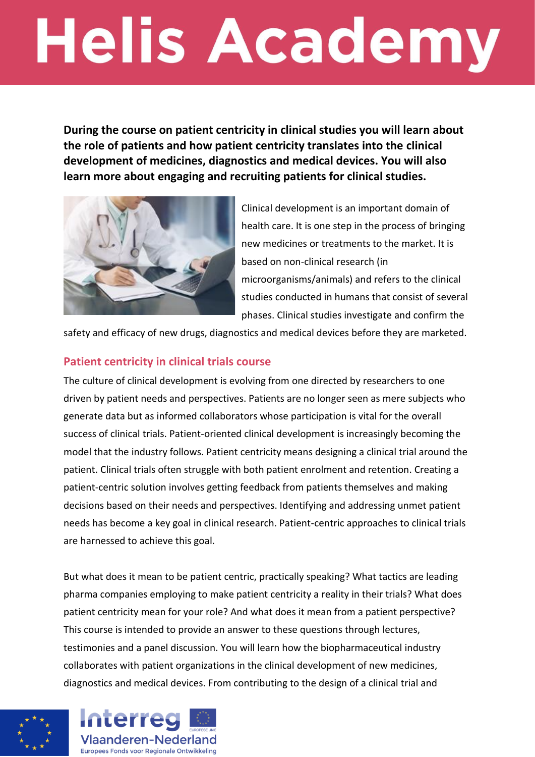# Helis Academy

**During the course on patient centricity in clinical studies you will learn about the role of patients and how patient centricity translates into the clinical development of medicines, diagnostics and medical devices. You will also learn more about engaging and recruiting patients for clinical studies.**

Clinical development is an important domain of health care. It is one step in the process of bringing new medicines or treatments to the market. It is based on non-clinical research (in microorganisms/animals) and refers to the clinical studies conducted in humans that consist of several phases. Clinical studies investigate and confirm the safety and efficacy of new drugs, diagnostics and medical devices before they are marketed.

## Patient centricity in clinical trials course

The culture of clinical development is evolving from one directed by researchers to one driven by patient needs and perspectives. Patients are no longer seen as mere subjects who generate data but as informed collaborators whose participation is vital for the overall success of clinical trials. Patient-oriented clinical development is increasingly becoming the model that the industry follows. Patient centricity means designing a clinical trial around the patient. Clinical trials often struggle with both patient enrolment and retention. Creating a patient-centric solution involves getting feedback from patients themselves and making decisions based on their needs and perspectives. Identifying and addressing unmet patient needs has become a key goal in clinical research. Patient-centric approaches to clinical trials are harnessed to achieve this goal.

But what does it mean to be patient centric, practically speaking? What tactics are leading pharma companies employing to make patient centricity a reality in their trials? What does patient centricity mean for your role? And what does it mean from a patient perspective? This course is intended to provide an answer to these questions through lectures, testimonies and a panel discussion. You will learn how the biopharmaceutical industry collaborates with patient organizations in the clinical development of new medicines, diagnostics and medical devices. From contributing to the design of a clinical trial and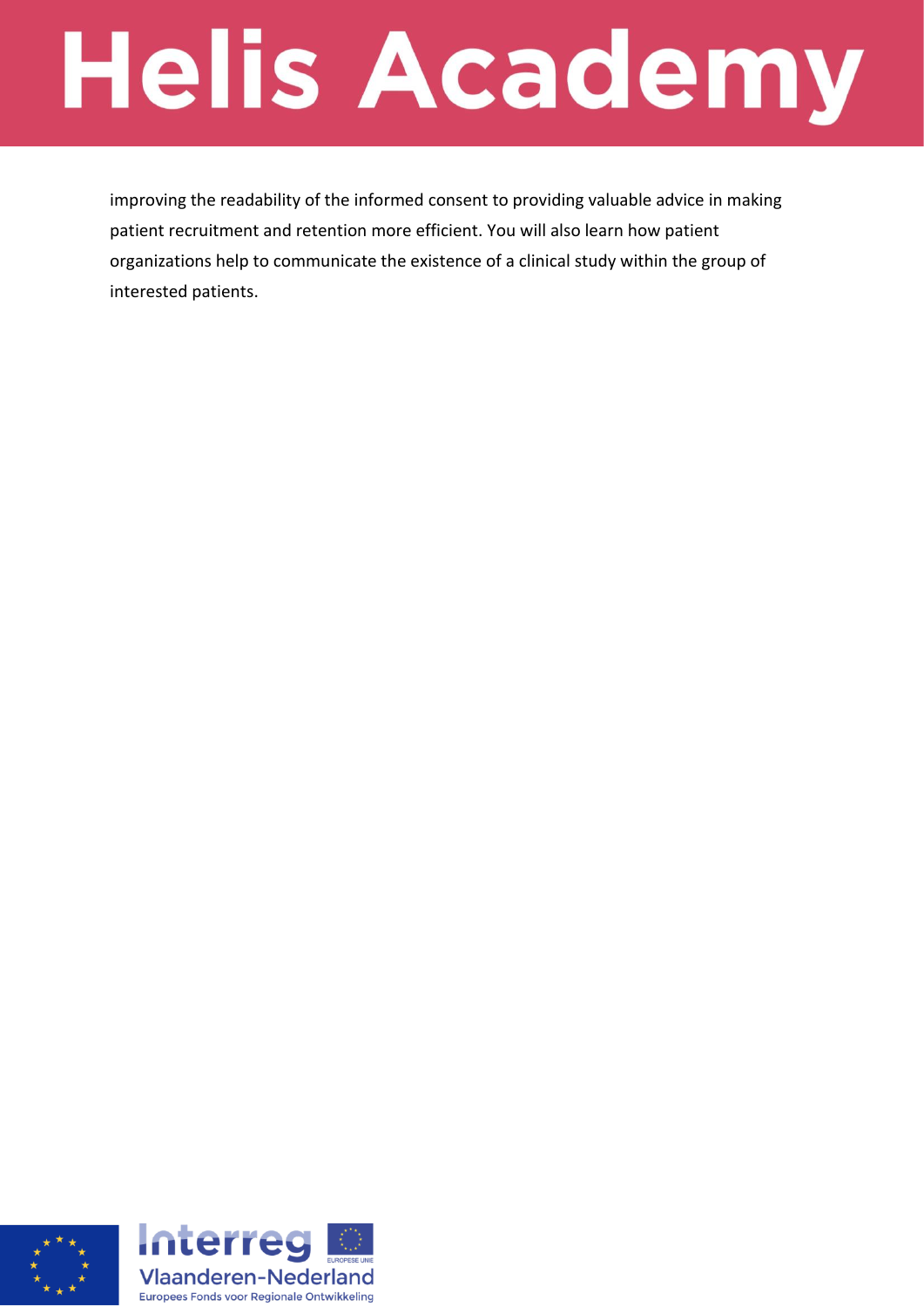improving the readability of the informed consent to providing valuable advice in making patient recruitment and retention more efficient. You will also learn how patient organizations help to communicate the existence of a clinical study within the group of interested patients.